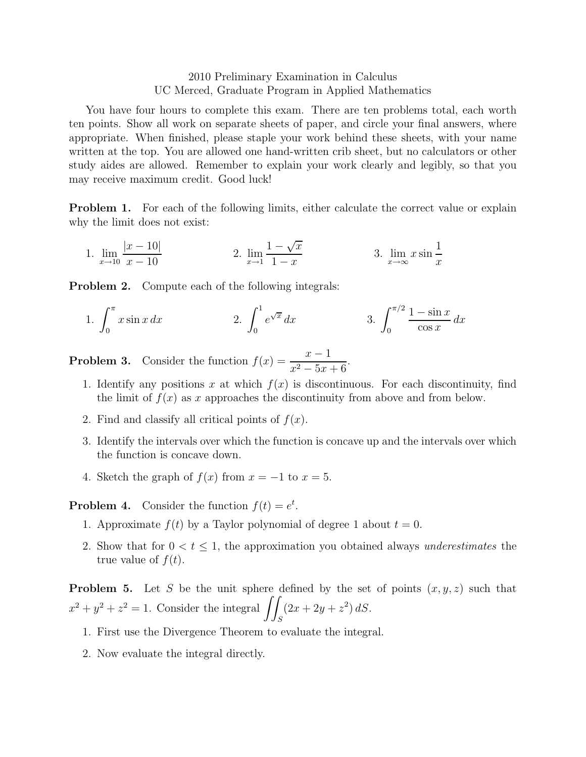# 2010 Preliminary Examination in Calculus
## UC Merced, Graduate Program in Applied Mathematics

You have four hours to complete this exam. There are ten problems total, each worth ten points. Show all work on separate sheets of paper, and circle your final answers, where appropriate. When finished, please staple your work behind these sheets, with your name written at the top. You are allowed one hand-written crib sheet, but no calculators or other study aides are allowed. Remember to explain your work clearly and legibly, so that you may receive maximum credit. Good luck!

**Problem 1.** For each of the following limits, either calculate the correct value or explain why the limit does not exist:

1. $\displaystyle\lim_{x\to 10} \frac{|x-10|}{x-10}$
2. $\displaystyle\lim_{x\to 1} \frac{1-\sqrt{x}}{1-x}$
3. $\displaystyle\lim_{x\to \infty} x \sin\frac{1}{x}$

**Problem 2.** Compute each of the following integrals:

1. $\displaystyle\int_0^{\pi} x \sin x \, dx$
2. $\displaystyle\int_0^{1} e^{\sqrt{x}} \, dx$
3. $\displaystyle\int_0^{\pi/2} \frac{1-\sin x}{\cos x} \, dx$

**Problem 3.** Consider the function $f(x) = \dfrac{x-1}{x^2-5x+6}$.

1. Identify any positions $x$ at which $f(x)$ is discontinuous. For each discontinuity, find the limit of $f(x)$ as $x$ approaches the discontinuity from above and from below.
2. Find and classify all critical points of $f(x)$.
3. Identify the intervals over which the function is concave up and the intervals over which the function is concave down.
4. Sketch the graph of $f(x)$ from $x = -1$ to $x = 5$.

**Problem 4.** Consider the function $f(t) = e^t$.

1. Approximate $f(t)$ by a Taylor polynomial of degree 1 about $t = 0$.
2. Show that for $0 < t \leq 1$, the approximation you obtained always *underestimates* the true value of $f(t)$.

**Problem 5.** Let $S$ be the unit sphere defined by the set of points $(x, y, z)$ such that $x^2 + y^2 + z^2 = 1$. Consider the integral $\displaystyle\iint_S (2x + 2y + z^2) \, dS$.

1. First use the Divergence Theorem to evaluate the integral.
2. Now evaluate the integral directly.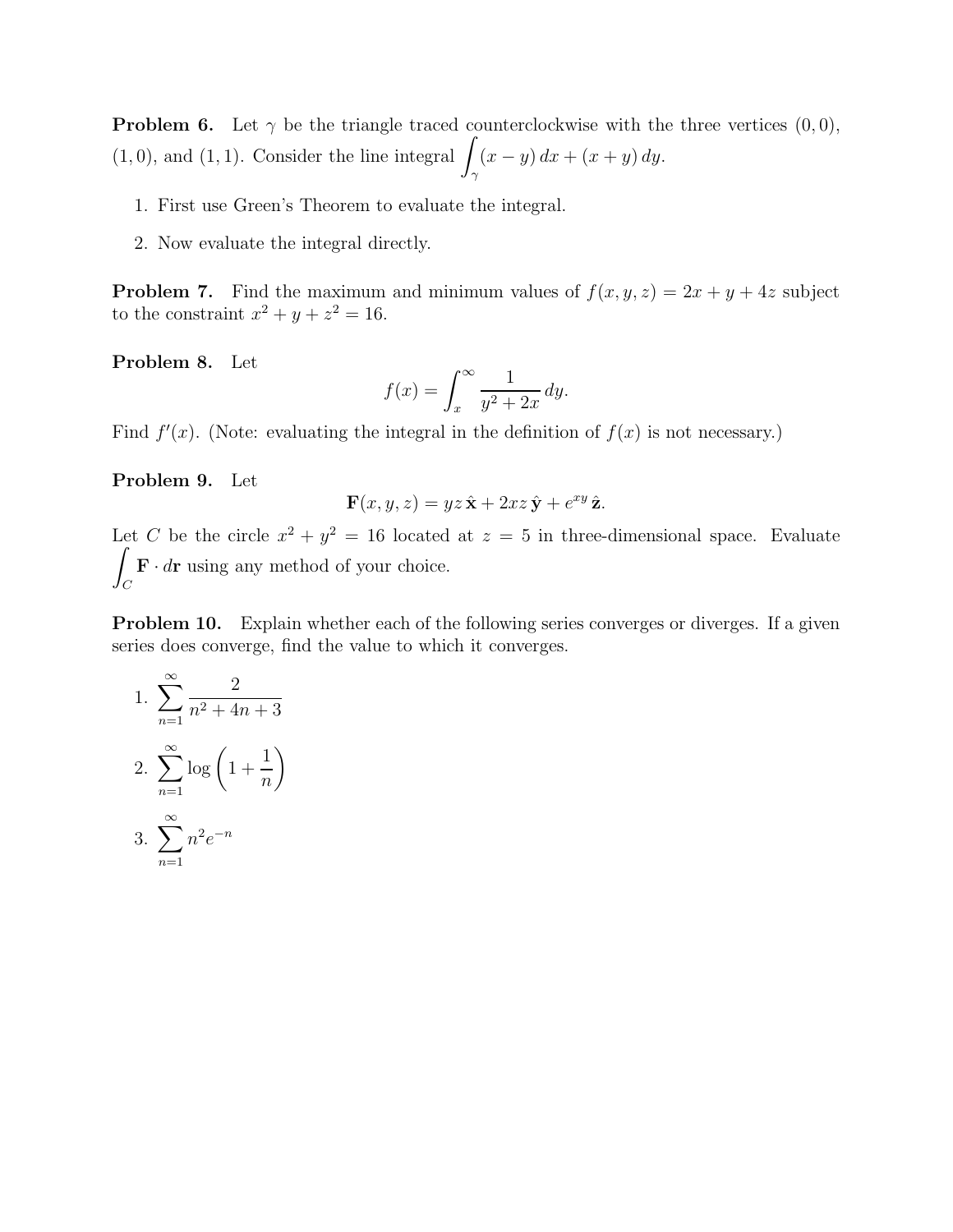**Problem 6.** Let $\gamma$ be the triangle traced counterclockwise with the three vertices $(0,0)$, $(1,0)$, and $(1,1)$. Consider the line integral $\int_\gamma (x-y)\,dx + (x+y)\,dy$.

1. First use Green's Theorem to evaluate the integral.
2. Now evaluate the integral directly.

**Problem 7.** Find the maximum and minimum values of $f(x,y,z) = 2x + y + 4z$ subject to the constraint $x^2 + y + z^2 = 16$.

**Problem 8.** Let

$$f(x) = \int_x^\infty \frac{1}{y^2 + 2x}\,dy.$$

Find $f'(x)$. (Note: evaluating the integral in the definition of $f(x)$ is not necessary.)

**Problem 9.** Let

$$\mathbf{F}(x,y,z) = yz\,\hat{\mathbf{x}} + 2xz\,\hat{\mathbf{y}} + e^{xy}\,\hat{\mathbf{z}}.$$

Let $C$ be the circle $x^2 + y^2 = 16$ located at $z = 5$ in three-dimensional space. Evaluate $\int_C \mathbf{F} \cdot d\mathbf{r}$ using any method of your choice.

**Problem 10.** Explain whether each of the following series converges or diverges. If a given series does converge, find the value to which it converges.

1. $\displaystyle\sum_{n=1}^{\infty} \frac{2}{n^2 + 4n + 3}$
2. $\displaystyle\sum_{n=1}^{\infty} \log\left(1 + \frac{1}{n}\right)$
3. $\displaystyle\sum_{n=1}^{\infty} n^2 e^{-n}$